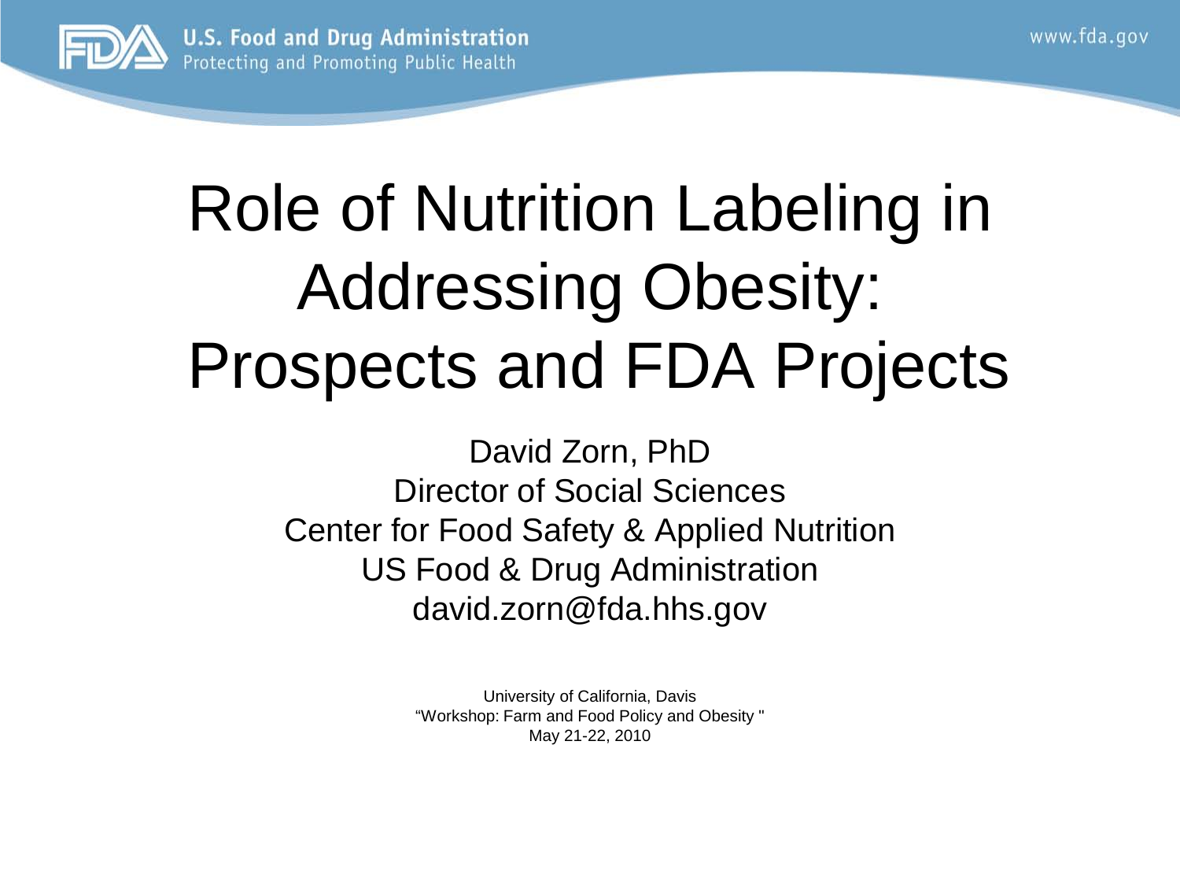# Role of Nutrition Labeling in Addressing Obesity: Prospects and FDA Projects

David Zorn, PhD
Director of Social Sciences
Center for Food Safety & Applied Nutrition
US Food & Drug Administration
david.zorn@fda.hhs.gov

University of California, Davis
"Workshop: Farm and Food Policy and Obesity "
May 21-22, 2010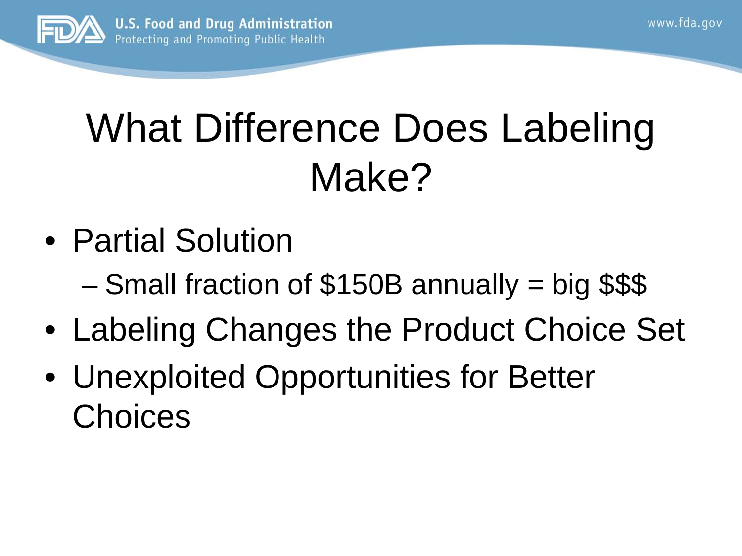# What Difference Does Labeling Make?

- Partial Solution
  - Small fraction of $150B annually = big $$$
- Labeling Changes the Product Choice Set
- Unexploited Opportunities for Better Choices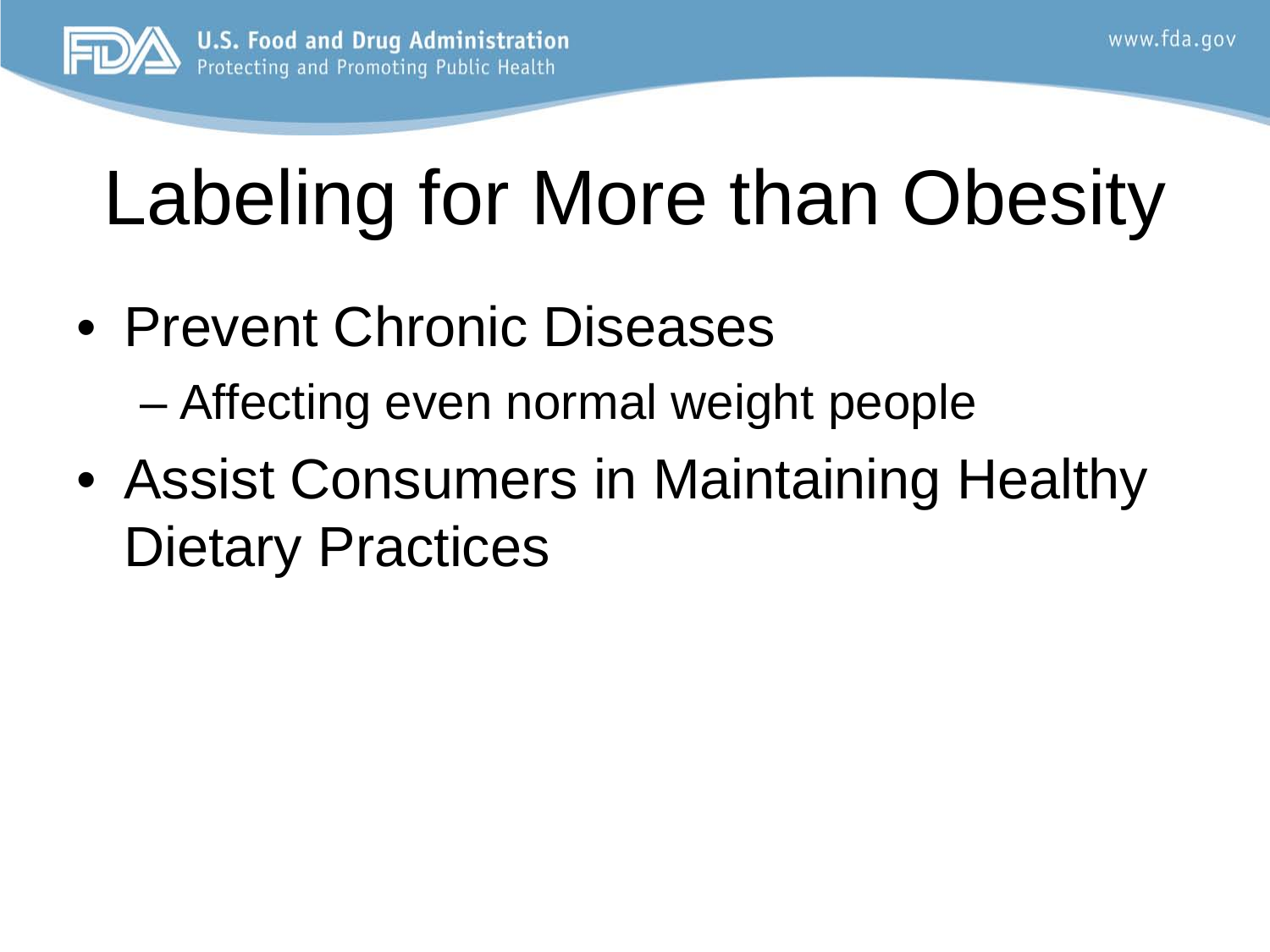# Labeling for More than Obesity

- Prevent Chronic Diseases
  - Affecting even normal weight people
- Assist Consumers in Maintaining Healthy Dietary Practices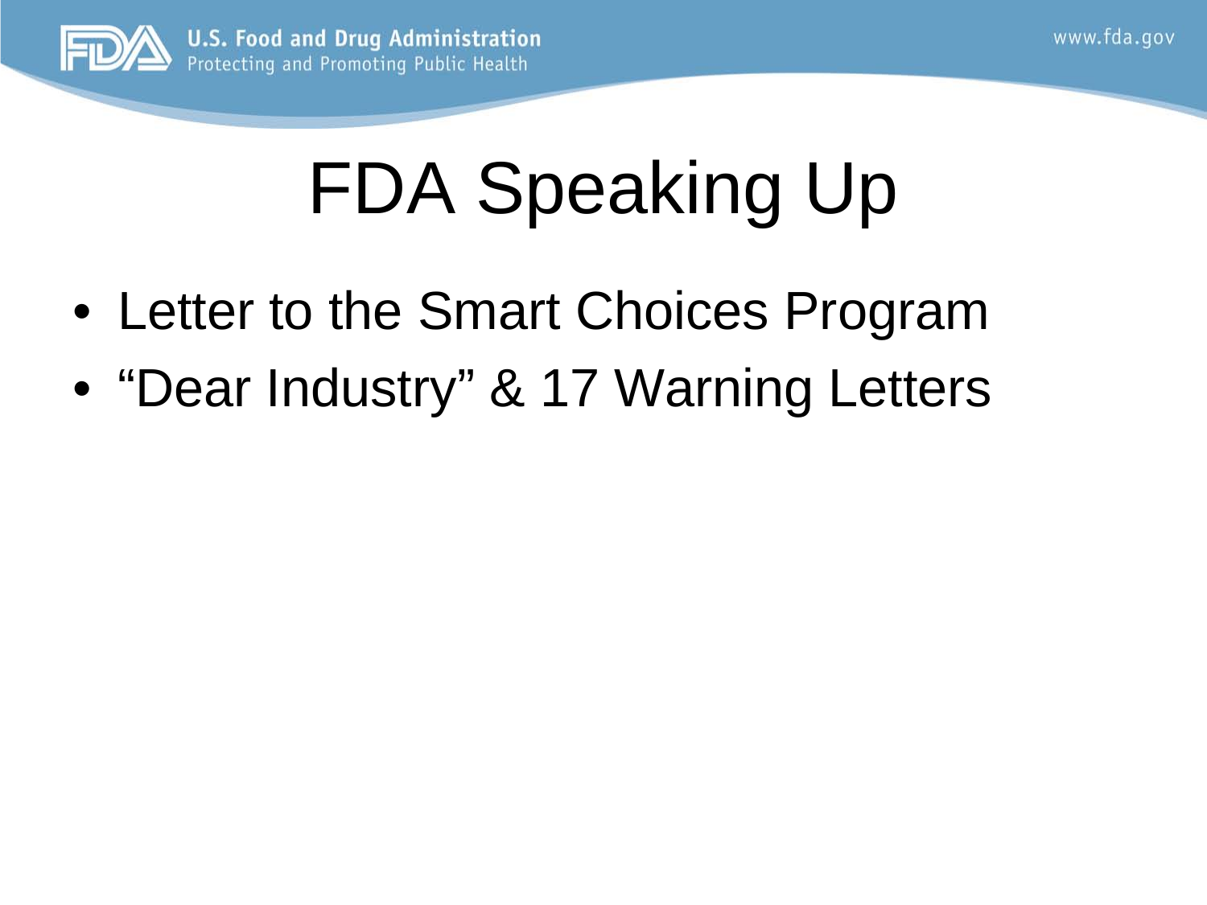# FDA Speaking Up

- Letter to the Smart Choices Program
- “Dear Industry” & 17 Warning Letters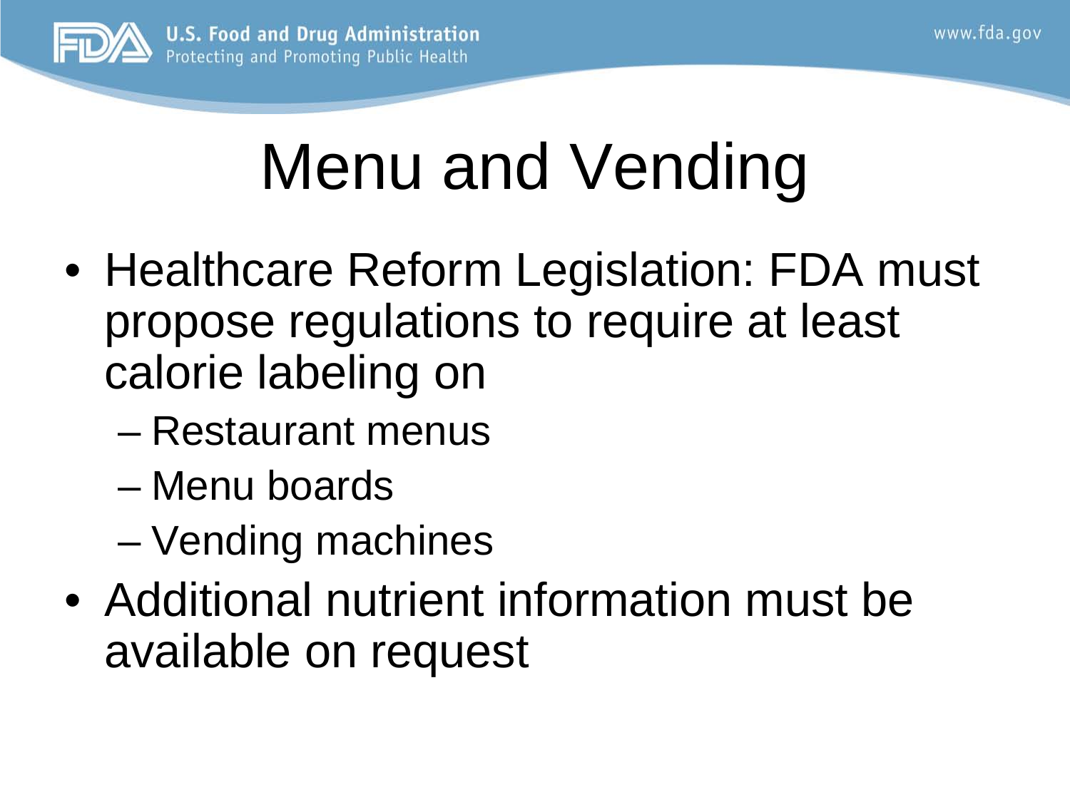# Menu and Vending

- Healthcare Reform Legislation: FDA must propose regulations to require at least calorie labeling on
  - Restaurant menus
  - Menu boards
  - Vending machines
- Additional nutrient information must be available on request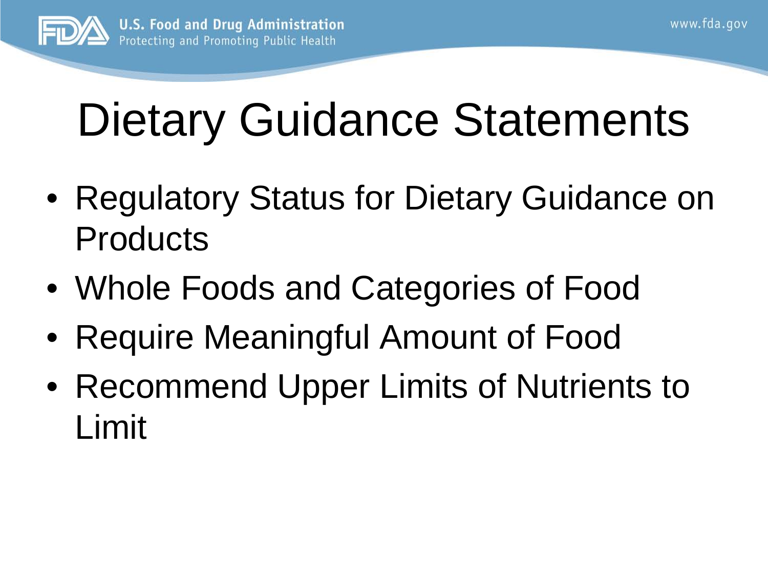# Dietary Guidance Statements

- Regulatory Status for Dietary Guidance on Products
- Whole Foods and Categories of Food
- Require Meaningful Amount of Food
- Recommend Upper Limits of Nutrients to Limit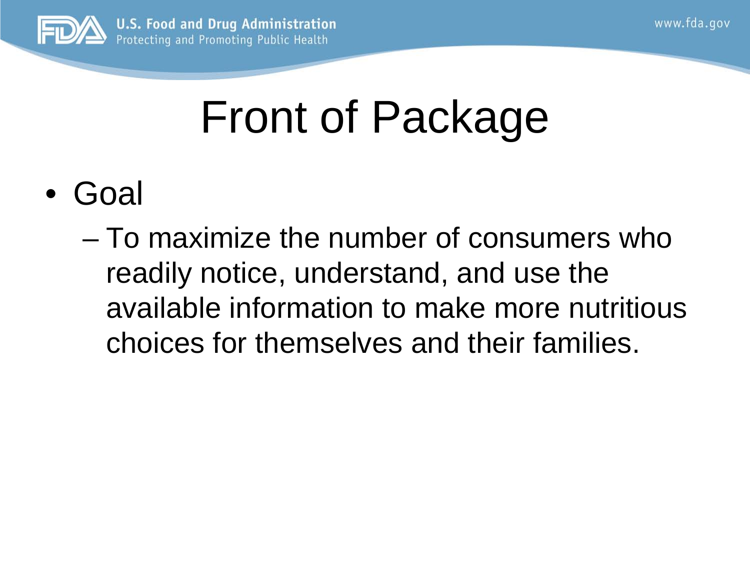# Front of Package

- Goal
  - To maximize the number of consumers who readily notice, understand, and use the available information to make more nutritious choices for themselves and their families.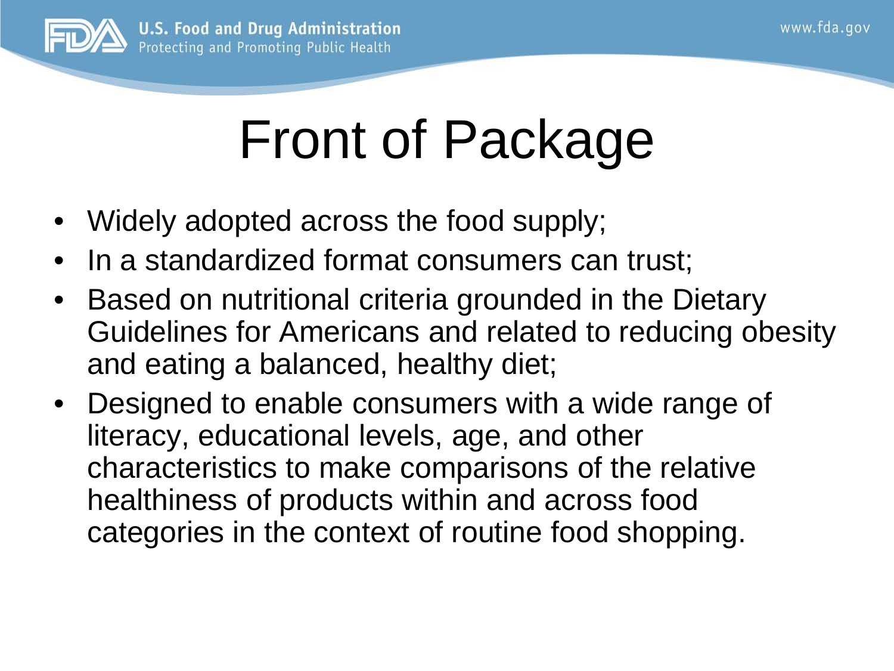# Front of Package

- Widely adopted across the food supply;
- In a standardized format consumers can trust;
- Based on nutritional criteria grounded in the Dietary Guidelines for Americans and related to reducing obesity and eating a balanced, healthy diet;
- Designed to enable consumers with a wide range of literacy, educational levels, age, and other characteristics to make comparisons of the relative healthiness of products within and across food categories in the context of routine food shopping.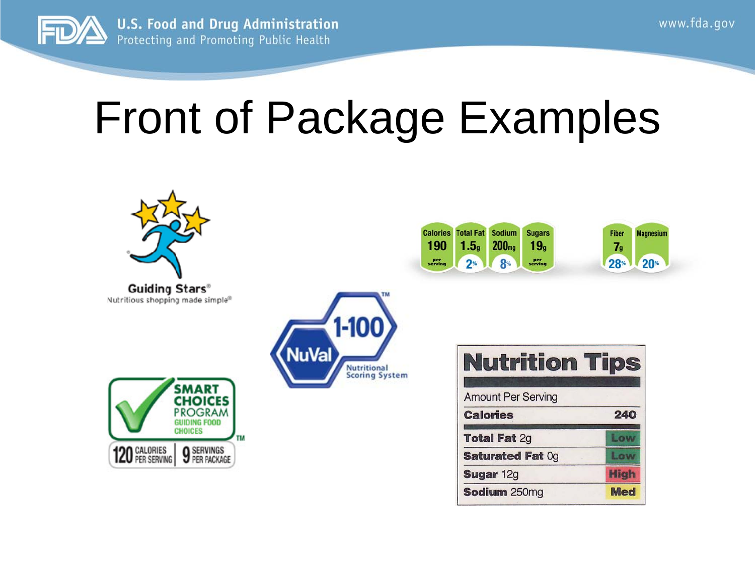# Front of Package Examples

Guiding Stars®
Nutritious shopping made simple®

| Calories | Total Fat | Sodium | Sugars | | Fiber | Magnesium |
|---|---|---|---|---|---|---|
| 190 | 1.5g | 200mg | 19g | | 7g | |
| per serving | 2% | 8% | per serving | | 28% | 20% |

NuVal™ 1-100 Nutritional Scoring System

SMART CHOICES PROGRAM™ GUIDING FOOD CHOICES

120 CALORIES PER SERVING | 9 SERVINGS PER PACKAGE

| Nutrition Tips | |
|---|---|
| Amount Per Serving | |
| **Calories** | **240** |
| **Total Fat** 2g | Low |
| **Saturated Fat** 0g | Low |
| **Sugar** 12g | High |
| **Sodium** 250mg | Med |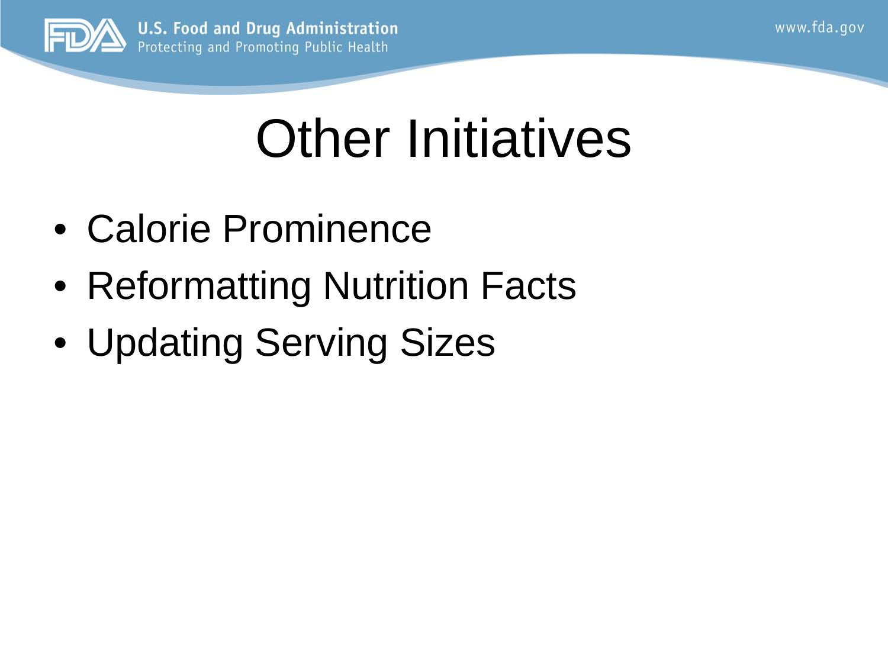# Other Initiatives

- Calorie Prominence
- Reformatting Nutrition Facts
- Updating Serving Sizes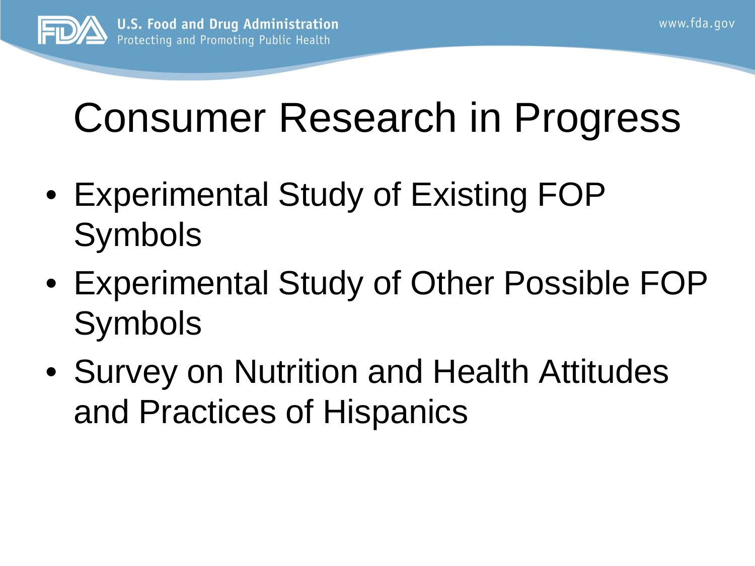# Consumer Research in Progress

- Experimental Study of Existing FOP Symbols
- Experimental Study of Other Possible FOP Symbols
- Survey on Nutrition and Health Attitudes and Practices of Hispanics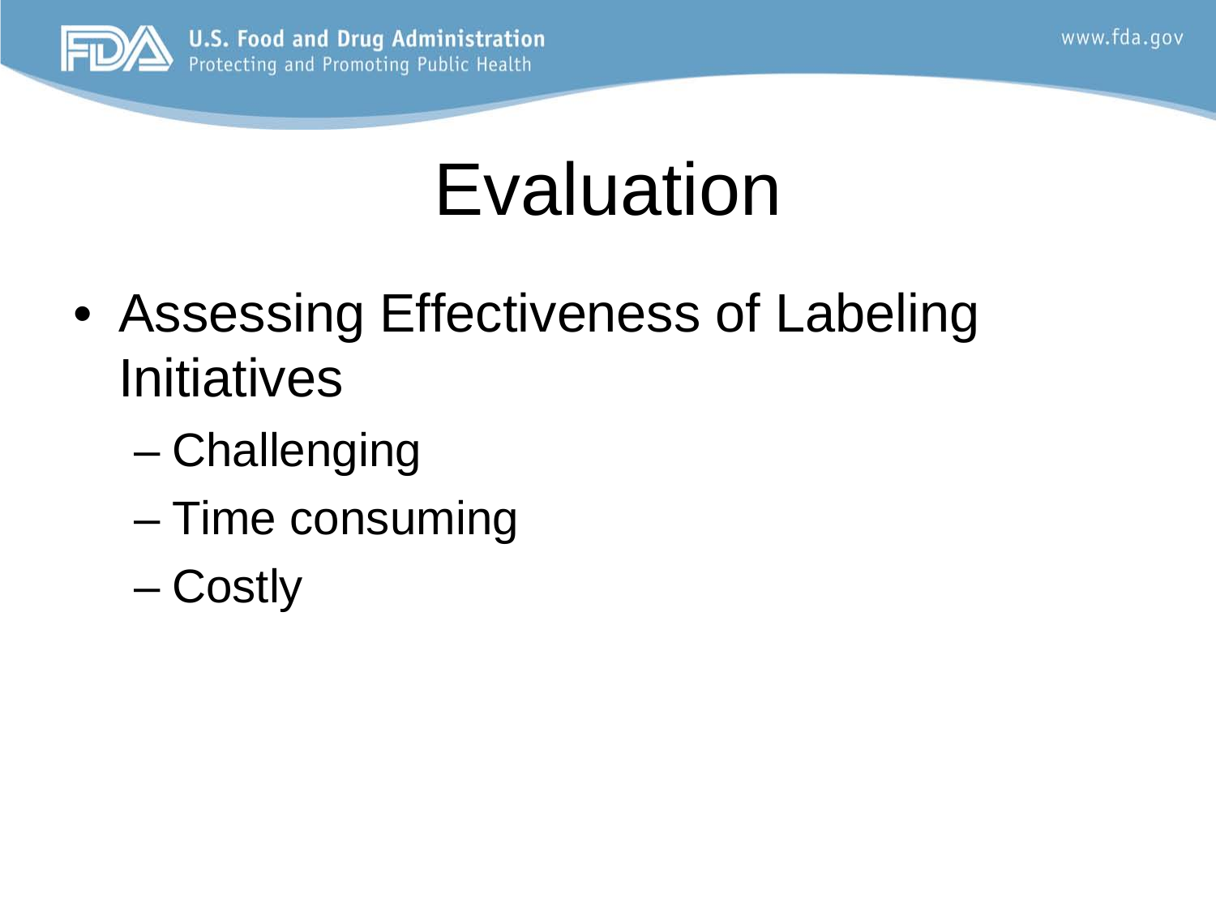# Evaluation

- Assessing Effectiveness of Labeling Initiatives
  - Challenging
  - Time consuming
  - Costly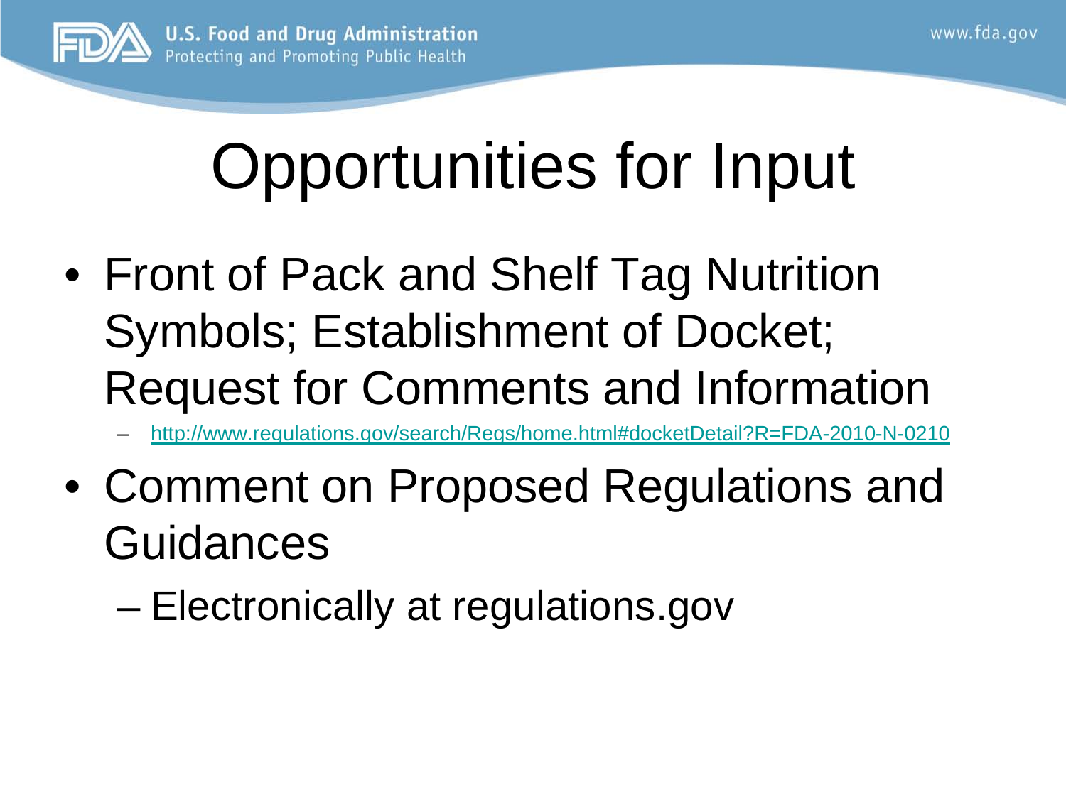# Opportunities for Input

- Front of Pack and Shelf Tag Nutrition Symbols; Establishment of Docket; Request for Comments and Information
  - http://www.regulations.gov/search/Regs/home.html#docketDetail?R=FDA-2010-N-0210
- Comment on Proposed Regulations and Guidances
  - Electronically at regulations.gov